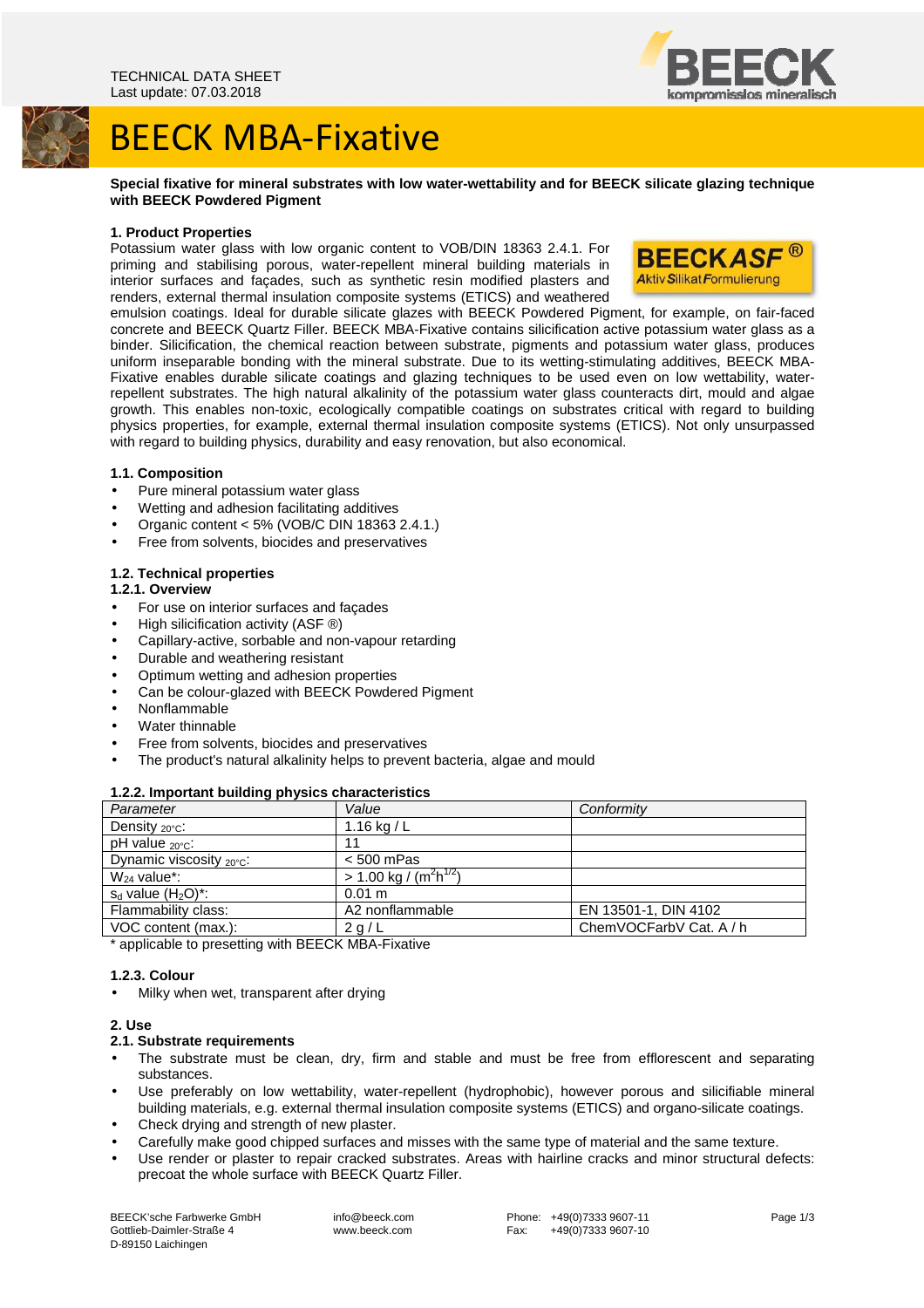TECHNICAL DATA SHEET
Last update: 07.03.2018

# BEECK MBA-Fixative

**Special fixative for mineral substrates with low water-wettability and for BEECK silicate glazing technique with BEECK Powdered Pigment**

## 1. Product Properties

Potassium water glass with low organic content to VOB/DIN 18363 2.4.1. For priming and stabilising porous, water-repellent mineral building materials in interior surfaces and façades, such as synthetic resin modified plasters and renders, external thermal insulation composite systems (ETICS) and weathered emulsion coatings. Ideal for durable silicate glazes with BEECK Powdered Pigment, for example, on fair-faced concrete and BEECK Quartz Filler. BEECK MBA-Fixative contains silicification active potassium water glass as a binder. Silicification, the chemical reaction between substrate, pigments and potassium water glass, produces uniform inseparable bonding with the mineral substrate. Due to its wetting-stimulating additives, BEECK MBA-Fixative enables durable silicate coatings and glazing techniques to be used even on low wettability, water-repellent substrates. The high natural alkalinity of the potassium water glass counteracts dirt, mould and algae growth. This enables non-toxic, ecologically compatible coatings on substrates critical with regard to building physics properties, for example, external thermal insulation composite systems (ETICS). Not only unsurpassed with regard to building physics, durability and easy renovation, but also economical.

### 1.1. Composition

- Pure mineral potassium water glass
- Wetting and adhesion facilitating additives
- Organic content < 5% (VOB/C DIN 18363 2.4.1.)
- Free from solvents, biocides and preservatives

### 1.2. Technical properties

#### 1.2.1. Overview

- For use on interior surfaces and façades
- High silicification activity (ASF ®)
- Capillary-active, sorbable and non-vapour retarding
- Durable and weathering resistant
- Optimum wetting and adhesion properties
- Can be colour-glazed with BEECK Powdered Pigment
- Nonflammable
- Water thinnable
- Free from solvents, biocides and preservatives
- The product's natural alkalinity helps to prevent bacteria, algae and mould

#### 1.2.2. Important building physics characteristics

| Parameter | Value | Conformity |
|---|---|---|
| Density $_{20°C}$: | 1.16 kg / L | |
| pH value $_{20°C}$: | 11 | |
| Dynamic viscosity $_{20°C}$: | < 500 mPas | |
| $W_{24}$ value*: | > 1.00 kg / ($m^2h^{1/2}$) | |
| $s_d$ value ($H_2O$)*: | 0.01 m | |
| Flammability class: | A2 nonflammable | EN 13501-1, DIN 4102 |
| VOC content (max.): | 2 g / L | ChemVOCFarbV Cat. A / h |

\* applicable to presetting with BEECK MBA-Fixative

#### 1.2.3. Colour

- Milky when wet, transparent after drying

## 2. Use

### 2.1. Substrate requirements

- The substrate must be clean, dry, firm and stable and must be free from efflorescent and separating substances.
- Use preferably on low wettability, water-repellent (hydrophobic), however porous and silicifiable mineral building materials, e.g. external thermal insulation composite systems (ETICS) and organo-silicate coatings.
- Check drying and strength of new plaster.
- Carefully make good chipped surfaces and misses with the same type of material and the same texture.
- Use render or plaster to repair cracked substrates. Areas with hairline cracks and minor structural defects: precoat the whole surface with BEECK Quartz Filler.

BEECK'sche Farbwerke GmbH
Gottlieb-Daimler-Straße 4
D-89150 Laichingen

info@beeck.com
www.beeck.com

Phone: +49(0)7333 9607-11
Fax: +49(0)7333 9607-10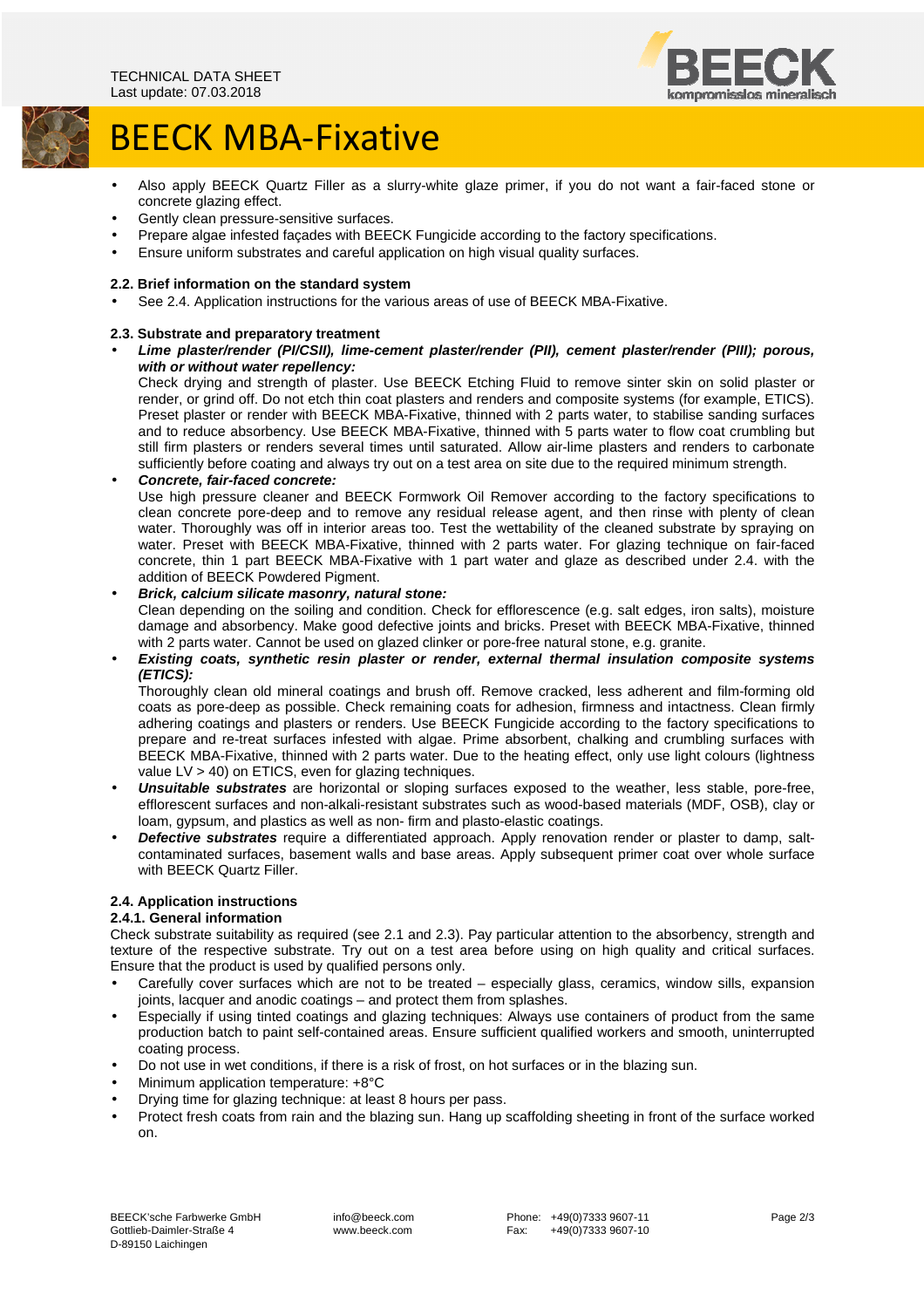- Also apply BEECK Quartz Filler as a slurry-white glaze primer, if you do not want a fair-faced stone or concrete glazing effect.
- Gently clean pressure-sensitive surfaces.
- Prepare algae infested façades with BEECK Fungicide according to the factory specifications.
- Ensure uniform substrates and careful application on high visual quality surfaces.

### 2.2. Brief information on the standard system

- See 2.4. Application instructions for the various areas of use of BEECK MBA-Fixative.

### 2.3. Substrate and preparatory treatment

- ***Lime plaster/render (PI/CSII), lime-cement plaster/render (PII), cement plaster/render (PIII); porous, with or without water repellency:***
  Check drying and strength of plaster. Use BEECK Etching Fluid to remove sinter skin on solid plaster or render, or grind off. Do not etch thin coat plasters and renders and composite systems (for example, ETICS). Preset plaster or render with BEECK MBA-Fixative, thinned with 2 parts water, to stabilise sanding surfaces and to reduce absorbency. Use BEECK MBA-Fixative, thinned with 5 parts water to flow coat crumbling but still firm plasters or renders several times until saturated. Allow air-lime plasters and renders to carbonate sufficiently before coating and always try out on a test area on site due to the required minimum strength.
- ***Concrete, fair-faced concrete:***
  Use high pressure cleaner and BEECK Formwork Oil Remover according to the factory specifications to clean concrete pore-deep and to remove any residual release agent, and then rinse with plenty of clean water. Thoroughly was off in interior areas too. Test the wettability of the cleaned substrate by spraying on water. Preset with BEECK MBA-Fixative, thinned with 2 parts water. For glazing technique on fair-faced concrete, thin 1 part BEECK MBA-Fixative with 1 part water and glaze as described under 2.4. with the addition of BEECK Powdered Pigment.
- ***Brick, calcium silicate masonry, natural stone:***
  Clean depending on the soiling and condition. Check for efflorescence (e.g. salt edges, iron salts), moisture damage and absorbency. Make good defective joints and bricks. Preset with BEECK MBA-Fixative, thinned with 2 parts water. Cannot be used on glazed clinker or pore-free natural stone, e.g. granite.
- ***Existing coats, synthetic resin plaster or render, external thermal insulation composite systems (ETICS):***
  Thoroughly clean old mineral coatings and brush off. Remove cracked, less adherent and film-forming old coats as pore-deep as possible. Check remaining coats for adhesion, firmness and intactness. Clean firmly adhering coatings and plasters or renders. Use BEECK Fungicide according to the factory specifications to prepare and re-treat surfaces infested with algae. Prime absorbent, chalking and crumbling surfaces with BEECK MBA-Fixative, thinned with 2 parts water. Due to the heating effect, only use light colours (lightness value LV > 40) on ETICS, even for glazing techniques.
- ***Unsuitable substrates*** are horizontal or sloping surfaces exposed to the weather, less stable, pore-free, efflorescent surfaces and non-alkali-resistant substrates such as wood-based materials (MDF, OSB), clay or loam, gypsum, and plastics as well as non- firm and plasto-elastic coatings.
- ***Defective substrates*** require a differentiated approach. Apply renovation render or plaster to damp, salt-contaminated surfaces, basement walls and base areas. Apply subsequent primer coat over whole surface with BEECK Quartz Filler.

### 2.4. Application instructions

#### 2.4.1. General information

Check substrate suitability as required (see 2.1 and 2.3). Pay particular attention to the absorbency, strength and texture of the respective substrate. Try out on a test area before using on high quality and critical surfaces. Ensure that the product is used by qualified persons only.

- Carefully cover surfaces which are not to be treated – especially glass, ceramics, window sills, expansion joints, lacquer and anodic coatings – and protect them from splashes.
- Especially if using tinted coatings and glazing techniques: Always use containers of product from the same production batch to paint self-contained areas. Ensure sufficient qualified workers and smooth, uninterrupted coating process.
- Do not use in wet conditions, if there is a risk of frost, on hot surfaces or in the blazing sun.
- Minimum application temperature: +8°C
- Drying time for glazing technique: at least 8 hours per pass.
- Protect fresh coats from rain and the blazing sun. Hang up scaffolding sheeting in front of the surface worked on.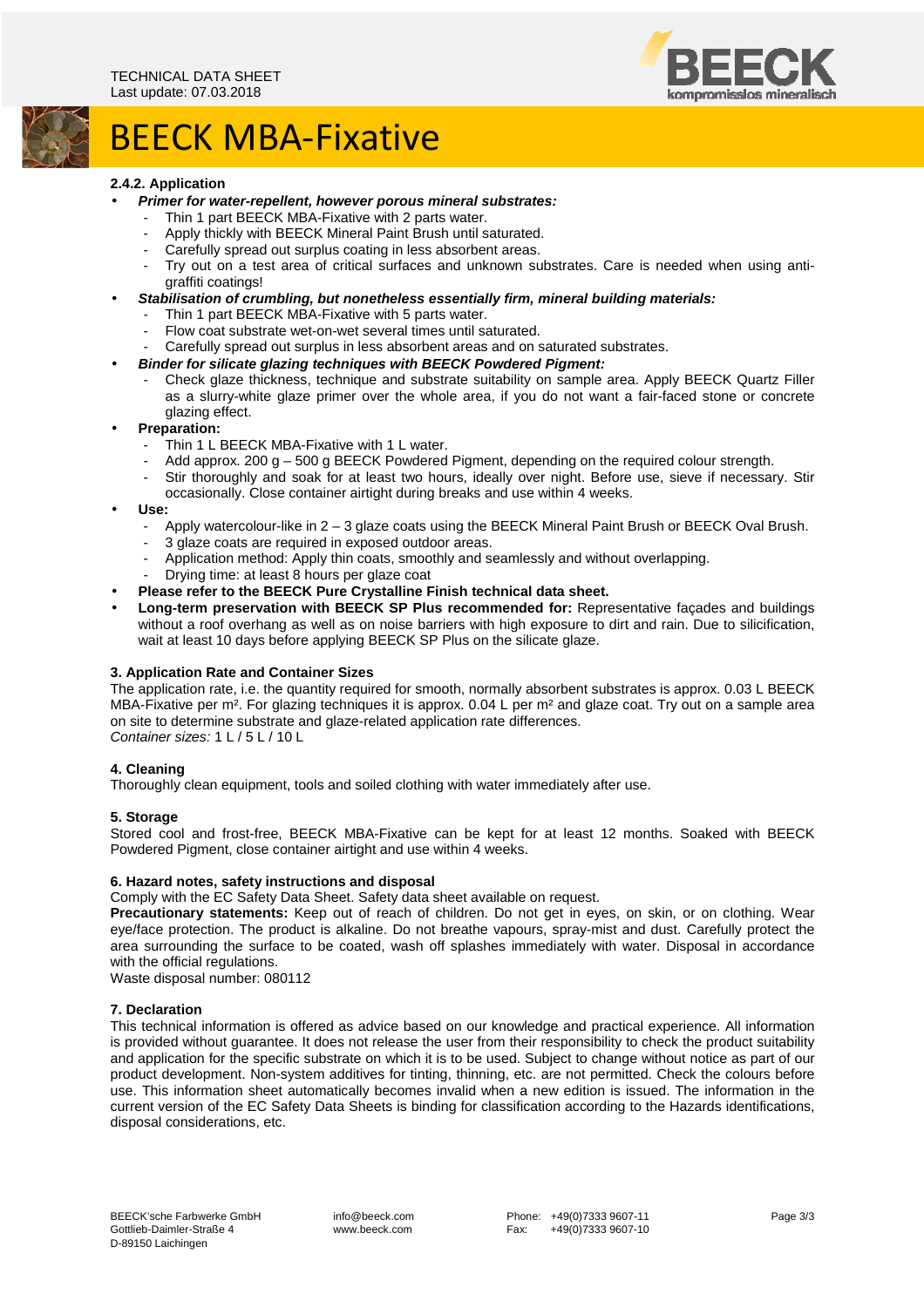#### 2.4.2. Application

- ***Primer for water-repellent, however porous mineral substrates:***
  - Thin 1 part BEECK MBA-Fixative with 2 parts water.
  - Apply thickly with BEECK Mineral Paint Brush until saturated.
  - Carefully spread out surplus coating in less absorbent areas.
  - Try out on a test area of critical surfaces and unknown substrates. Care is needed when using anti-graffiti coatings!
- ***Stabilisation of crumbling, but nonetheless essentially firm, mineral building materials:***
  - Thin 1 part BEECK MBA-Fixative with 5 parts water.
  - Flow coat substrate wet-on-wet several times until saturated.
  - Carefully spread out surplus in less absorbent areas and on saturated substrates.
- ***Binder for silicate glazing techniques with BEECK Powdered Pigment:***
  - Check glaze thickness, technique and substrate suitability on sample area. Apply BEECK Quartz Filler as a slurry-white glaze primer over the whole area, if you do not want a fair-faced stone or concrete glazing effect.
- **Preparation:**
  - Thin 1 L BEECK MBA-Fixative with 1 L water.
  - Add approx. 200 g – 500 g BEECK Powdered Pigment, depending on the required colour strength.
  - Stir thoroughly and soak for at least two hours, ideally over night. Before use, sieve if necessary. Stir occasionally. Close container airtight during breaks and use within 4 weeks.
- **Use:**
  - Apply watercolour-like in 2 – 3 glaze coats using the BEECK Mineral Paint Brush or BEECK Oval Brush.
  - 3 glaze coats are required in exposed outdoor areas.
  - Application method: Apply thin coats, smoothly and seamlessly and without overlapping.
  - Drying time: at least 8 hours per glaze coat
- **Please refer to the BEECK Pure Crystalline Finish technical data sheet.**
- **Long-term preservation with BEECK SP Plus recommended for:** Representative façades and buildings without a roof overhang as well as on noise barriers with high exposure to dirt and rain. Due to silicification, wait at least 10 days before applying BEECK SP Plus on the silicate glaze.

### 3. Application Rate and Container Sizes

The application rate, i.e. the quantity required for smooth, normally absorbent substrates is approx. 0.03 L BEECK MBA-Fixative per m². For glazing techniques it is approx. 0.04 L per m² and glaze coat. Try out on a sample area on site to determine substrate and glaze-related application rate differences.
*Container sizes:* 1 L / 5 L / 10 L

### 4. Cleaning

Thoroughly clean equipment, tools and soiled clothing with water immediately after use.

### 5. Storage

Stored cool and frost-free, BEECK MBA-Fixative can be kept for at least 12 months. Soaked with BEECK Powdered Pigment, close container airtight and use within 4 weeks.

### 6. Hazard notes, safety instructions and disposal

Comply with the EC Safety Data Sheet. Safety data sheet available on request.
**Precautionary statements:** Keep out of reach of children. Do not get in eyes, on skin, or on clothing. Wear eye/face protection. The product is alkaline. Do not breathe vapours, spray-mist and dust. Carefully protect the area surrounding the surface to be coated, wash off splashes immediately with water. Disposal in accordance with the official regulations.
Waste disposal number: 080112

### 7. Declaration

This technical information is offered as advice based on our knowledge and practical experience. All information is provided without guarantee. It does not release the user from their responsibility to check the product suitability and application for the specific substrate on which it is to be used. Subject to change without notice as part of our product development. Non-system additives for tinting, thinning, etc. are not permitted. Check the colours before use. This information sheet automatically becomes invalid when a new edition is issued. The information in the current version of the EC Safety Data Sheets is binding for classification according to the Hazards identifications, disposal considerations, etc.